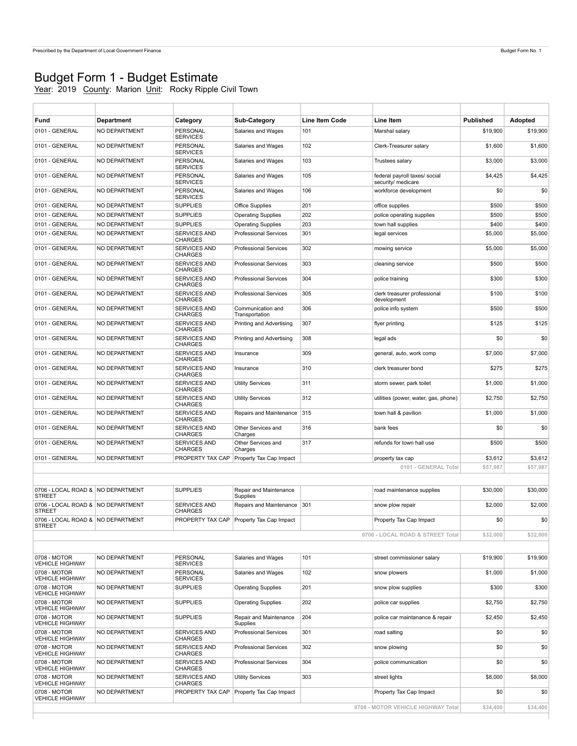# Budget Form 1 - Budget Estimate

Year: 2019 County: Marion Unit: Rocky Ripple Civil Town

| Fund | Department | Category | Sub-Category | Line Item Code | Line Item | Published | Adopted |
|---|---|---|---|---|---|---|---|
| 0101 - GENERAL | NO DEPARTMENT | PERSONAL SERVICES | Salaries and Wages | 101 | Marshal salary | $19,900 | $19,900 |
| 0101 - GENERAL | NO DEPARTMENT | PERSONAL SERVICES | Salaries and Wages | 102 | Clerk-Treasurer salary | $1,600 | $1,600 |
| 0101 - GENERAL | NO DEPARTMENT | PERSONAL SERVICES | Salaries and Wages | 103 | Trustees salary | $3,000 | $3,000 |
| 0101 - GENERAL | NO DEPARTMENT | PERSONAL SERVICES | Salaries and Wages | 105 | federal payroll taxes/ social security/ medicare | $4,425 | $4,425 |
| 0101 - GENERAL | NO DEPARTMENT | PERSONAL SERVICES | Salaries and Wages | 106 | workforce development | $0 | $0 |
| 0101 - GENERAL | NO DEPARTMENT | SUPPLIES | Office Supplies | 201 | office supplies | $500 | $500 |
| 0101 - GENERAL | NO DEPARTMENT | SUPPLIES | Operating Supplies | 202 | police operating supplies | $500 | $500 |
| 0101 - GENERAL | NO DEPARTMENT | SUPPLIES | Operating Supplies | 203 | town hall supplies | $400 | $400 |
| 0101 - GENERAL | NO DEPARTMENT | SERVICES AND CHARGES | Professional Services | 301 | legal services | $5,000 | $5,000 |
| 0101 - GENERAL | NO DEPARTMENT | SERVICES AND CHARGES | Professional Services | 302 | mowing service | $5,000 | $5,000 |
| 0101 - GENERAL | NO DEPARTMENT | SERVICES AND CHARGES | Professional Services | 303 | cleaning service | $500 | $500 |
| 0101 - GENERAL | NO DEPARTMENT | SERVICES AND CHARGES | Professional Services | 304 | police training | $300 | $300 |
| 0101 - GENERAL | NO DEPARTMENT | SERVICES AND CHARGES | Professional Services | 305 | clerk treasurer professional development | $100 | $100 |
| 0101 - GENERAL | NO DEPARTMENT | SERVICES AND CHARGES | Communication and Transportation | 306 | police info system | $500 | $500 |
| 0101 - GENERAL | NO DEPARTMENT | SERVICES AND CHARGES | Printing and Advertising | 307 | flyer printing | $125 | $125 |
| 0101 - GENERAL | NO DEPARTMENT | SERVICES AND CHARGES | Printing and Advertising | 308 | legal ads | $0 | $0 |
| 0101 - GENERAL | NO DEPARTMENT | SERVICES AND CHARGES | Insurance | 309 | general, auto, work comp | $7,000 | $7,000 |
| 0101 - GENERAL | NO DEPARTMENT | SERVICES AND CHARGES | Insurance | 310 | clerk treasurer bond | $275 | $275 |
| 0101 - GENERAL | NO DEPARTMENT | SERVICES AND CHARGES | Utility Services | 311 | storm sewer, park toilet | $1,000 | $1,000 |
| 0101 - GENERAL | NO DEPARTMENT | SERVICES AND CHARGES | Utility Services | 312 | utilities (power, water, gas, phone) | $2,750 | $2,750 |
| 0101 - GENERAL | NO DEPARTMENT | SERVICES AND CHARGES | Repairs and Maintenance | 315 | town hall & pavilion | $1,000 | $1,000 |
| 0101 - GENERAL | NO DEPARTMENT | SERVICES AND CHARGES | Other Services and Charges | 316 | bank fees | $0 | $0 |
| 0101 - GENERAL | NO DEPARTMENT | SERVICES AND CHARGES | Other Services and Charges | 317 | refunds for town hall use | $500 | $500 |
| 0101 - GENERAL | NO DEPARTMENT | PROPERTY TAX CAP | Property Tax Cap Impact | | property tax cap | $3,612 | $3,612 |
| | | | | | 0101 - GENERAL Total | $57,987 | $57,987 |
| 0706 - LOCAL ROAD & STREET | NO DEPARTMENT | SUPPLIES | Repair and Maintenance Supplies | | road maintenance supplies | $30,000 | $30,000 |
| 0706 - LOCAL ROAD & STREET | NO DEPARTMENT | SERVICES AND CHARGES | Repairs and Maintenance | 301 | snow plow repair | $2,000 | $2,000 |
| 0706 - LOCAL ROAD & STREET | NO DEPARTMENT | PROPERTY TAX CAP | Property Tax Cap Impact | | Property Tax Cap Impact | $0 | $0 |
| | | | | | 0706 - LOCAL ROAD & STREET Total | $32,000 | $32,000 |
| 0708 - MOTOR VEHICLE HIGHWAY | NO DEPARTMENT | PERSONAL SERVICES | Salaries and Wages | 101 | street commissioner salary | $19,900 | $19,900 |
| 0708 - MOTOR VEHICLE HIGHWAY | NO DEPARTMENT | PERSONAL SERVICES | Salaries and Wages | 102 | snow plowers | $1,000 | $1,000 |
| 0708 - MOTOR VEHICLE HIGHWAY | NO DEPARTMENT | SUPPLIES | Operating Supplies | 201 | snow plow supplies | $300 | $300 |
| 0708 - MOTOR VEHICLE HIGHWAY | NO DEPARTMENT | SUPPLIES | Operating Supplies | 202 | police car supplies | $2,750 | $2,750 |
| 0708 - MOTOR VEHICLE HIGHWAY | NO DEPARTMENT | SUPPLIES | Repair and Maintenance Supplies | 204 | police car maintanance & repair | $2,450 | $2,450 |
| 0708 - MOTOR VEHICLE HIGHWAY | NO DEPARTMENT | SERVICES AND CHARGES | Professional Services | 301 | road salting | $0 | $0 |
| 0708 - MOTOR VEHICLE HIGHWAY | NO DEPARTMENT | SERVICES AND CHARGES | Professional Services | 302 | snow plowing | $0 | $0 |
| 0708 - MOTOR VEHICLE HIGHWAY | NO DEPARTMENT | SERVICES AND CHARGES | Professional Services | 304 | police communication | $0 | $0 |
| 0708 - MOTOR VEHICLE HIGHWAY | NO DEPARTMENT | SERVICES AND CHARGES | Utility Services | 303 | street lights | $8,000 | $8,000 |
| 0708 - MOTOR VEHICLE HIGHWAY | NO DEPARTMENT | PROPERTY TAX CAP | Property Tax Cap Impact | | Property Tax Cap Impact | $0 | $0 |
| | | | | | 0708 - MOTOR VEHICLE HIGHWAY Total | $34,400 | $34,400 |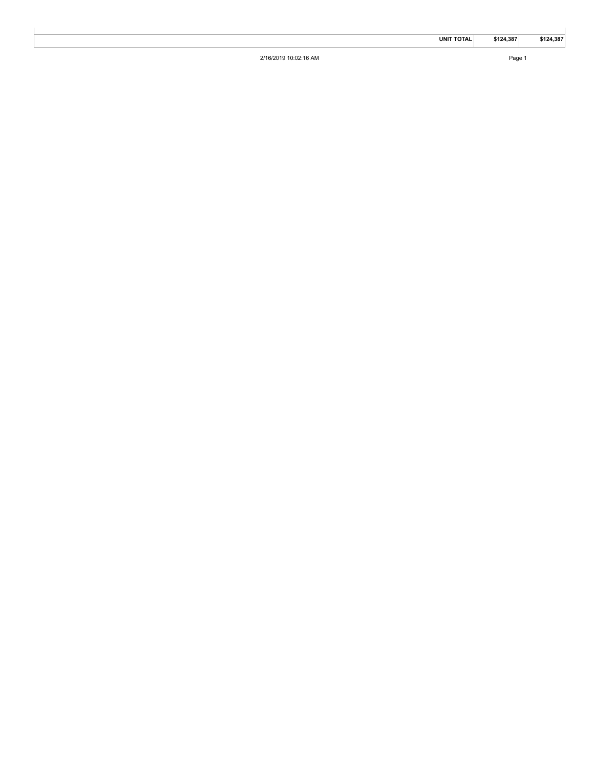| | | |
|---|---|---|
| **UNIT TOTAL** | **$124,387** | **$124,387** |

2/16/2019 10:02:16 AM